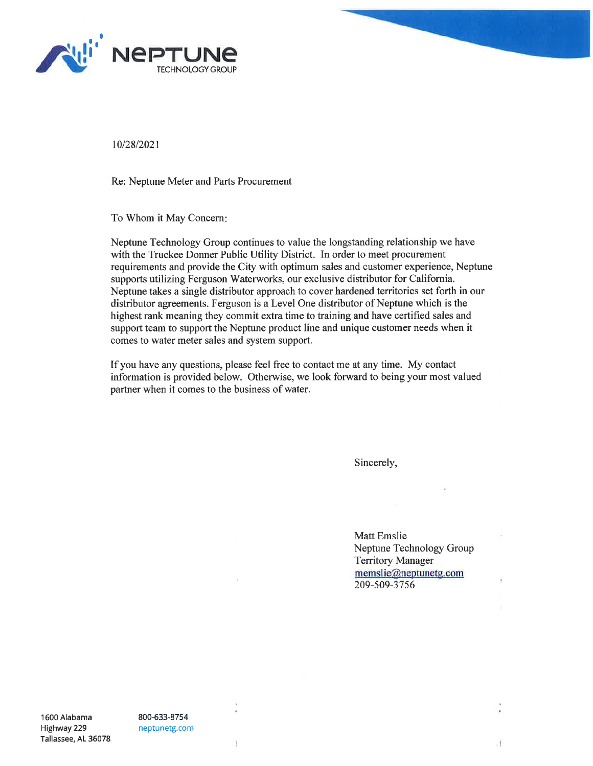# Neptune Technology Group

10/28/2021

Re: Neptune Meter and Parts Procurement

To Whom it May Concern:

Neptune Technology Group continues to value the longstanding relationship we have with the Truckee Donner Public Utility District. In order to meet procurement requirements and provide the City with optimum sales and customer experience, Neptune supports utilizing Ferguson Waterworks, our exclusive distributor for California. Neptune takes a single distributor approach to cover hardened territories set forth in our distributor agreements. Ferguson is a Level One distributor of Neptune which is the highest rank meaning they commit extra time to training and have certified sales and support team to support the Neptune product line and unique customer needs when it comes to water meter sales and system support.

If you have any questions, please feel free to contact me at any time. My contact information is provided below. Otherwise, we look forward to being your most valued partner when it comes to the business of water.

Sincerely,

Matt Emslie
Neptune Technology Group
Territory Manager
memslie@neptunetg.com
209-509-3756

1600 Alabama Highway 229
Tallassee, AL 36078

800-633-8754
neptunetg.com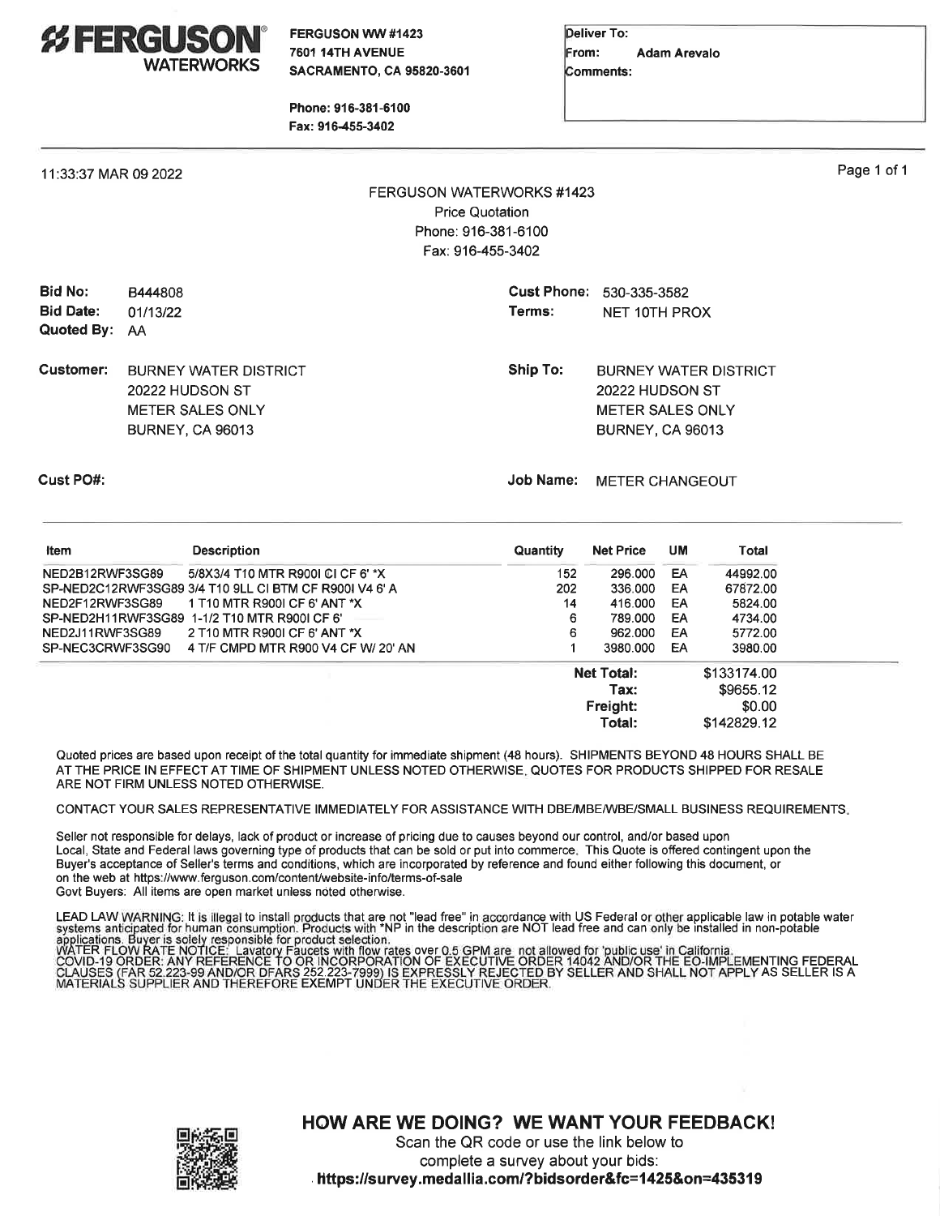**FERGUSON WATERWORKS**

**FERGUSON WW #1423**
**7601 14TH AVENUE**
**SACRAMENTO, CA 95820-3601**

**Phone: 916-381-6100**
**Fax: 916-455-3402**

Deliver To:
From: **Adam Arevalo**
Comments:

11:33:37 MAR 09 2022

FERGUSON WATERWORKS #1423
Price Quotation
Phone: 916-381-6100
Fax: 916-455-3402

**Bid No:** B444808
**Bid Date:** 01/13/22
**Quoted By:** AA

**Cust Phone:** 530-335-3582
**Terms:** NET 10TH PROX

**Customer:** BURNEY WATER DISTRICT
20222 HUDSON ST
METER SALES ONLY
BURNEY, CA 96013

**Ship To:** BURNEY WATER DISTRICT
20222 HUDSON ST
METER SALES ONLY
BURNEY, CA 96013

**Cust PO#:**

**Job Name:** METER CHANGEOUT

| Item | Description | Quantity | Net Price | UM | Total |
|---|---|---|---|---|---|
| NED2B12RWF3SG89 | 5/8X3/4 T10 MTR R900I CI CF 6' *X | 152 | 296.000 | EA | 44992.00 |
| SP-NED2C12RWF3SG89 | 3/4 T10 9LL CI BTM CF R900I V4 6' A | 202 | 336.000 | EA | 67872.00 |
| NED2F12RWF3SG89 | 1 T10 MTR R900I CF 6' ANT *X | 14 | 416.000 | EA | 5824.00 |
| SP-NED2H11RWF3SG89 | 1-1/2 T10 MTR R900I CF 6' | 6 | 789.000 | EA | 4734.00 |
| NED2J11RWF3SG89 | 2 T10 MTR R900I CF 6' ANT *X | 6 | 962.000 | EA | 5772.00 |
| SP-NEC3CRWF3SG90 | 4 T/F CMPD MTR R900 V4 CF W/ 20' AN | 1 | 3980.000 | EA | 3980.00 |

| | |
|---|---|
| **Net Total:** | $133174.00 |
| **Tax:** | $9655.12 |
| **Freight:** | $0.00 |
| **Total:** | $142829.12 |

Quoted prices are based upon receipt of the total quantity for immediate shipment (48 hours). SHIPMENTS BEYOND 48 HOURS SHALL BE AT THE PRICE IN EFFECT AT TIME OF SHIPMENT UNLESS NOTED OTHERWISE. QUOTES FOR PRODUCTS SHIPPED FOR RESALE ARE NOT FIRM UNLESS NOTED OTHERWISE.

CONTACT YOUR SALES REPRESENTATIVE IMMEDIATELY FOR ASSISTANCE WITH DBE/MBE/WBE/SMALL BUSINESS REQUIREMENTS.

Seller not responsible for delays, lack of product or increase of pricing due to causes beyond our control, and/or based upon Local, State and Federal laws governing type of products that can be sold or put into commerce. This Quote is offered contingent upon the Buyer's acceptance of Seller's terms and conditions, which are incorporated by reference and found either following this document, or on the web at https://www.ferguson.com/content/website-info/terms-of-sale
Govt Buyers: All items are open market unless noted otherwise.

LEAD LAW WARNING: It is illegal to install products that are not "lead free" in accordance with US Federal or other applicable law in potable water systems anticipated for human consumption. Products with *NP in the description are NOT lead free and can only be installed in non-potable applications. Buyer is solely responsible for product selection.
WATER FLOW RATE NOTICE: Lavatory Faucets with flow rates over 0.5 GPM are not allowed for 'public use' in California.
COVID-19 ORDER: ANY REFERENCE TO OR INCORPORATION OF EXECUTIVE ORDER 14042 AND/OR THE EO-IMPLEMENTING FEDERAL CLAUSES (FAR 52.223-99 AND/OR DFARS 252.223-7999) IS EXPRESSLY REJECTED BY SELLER AND SHALL NOT APPLY AS SELLER IS A MATERIALS SUPPLIER AND THEREFORE EXEMPT UNDER THE EXECUTIVE ORDER.

**HOW ARE WE DOING? WE WANT YOUR FEEDBACK!**
Scan the QR code or use the link below to complete a survey about your bids:
**https://survey.medallia.com/?bidsorder&fc=1425&on=435319**